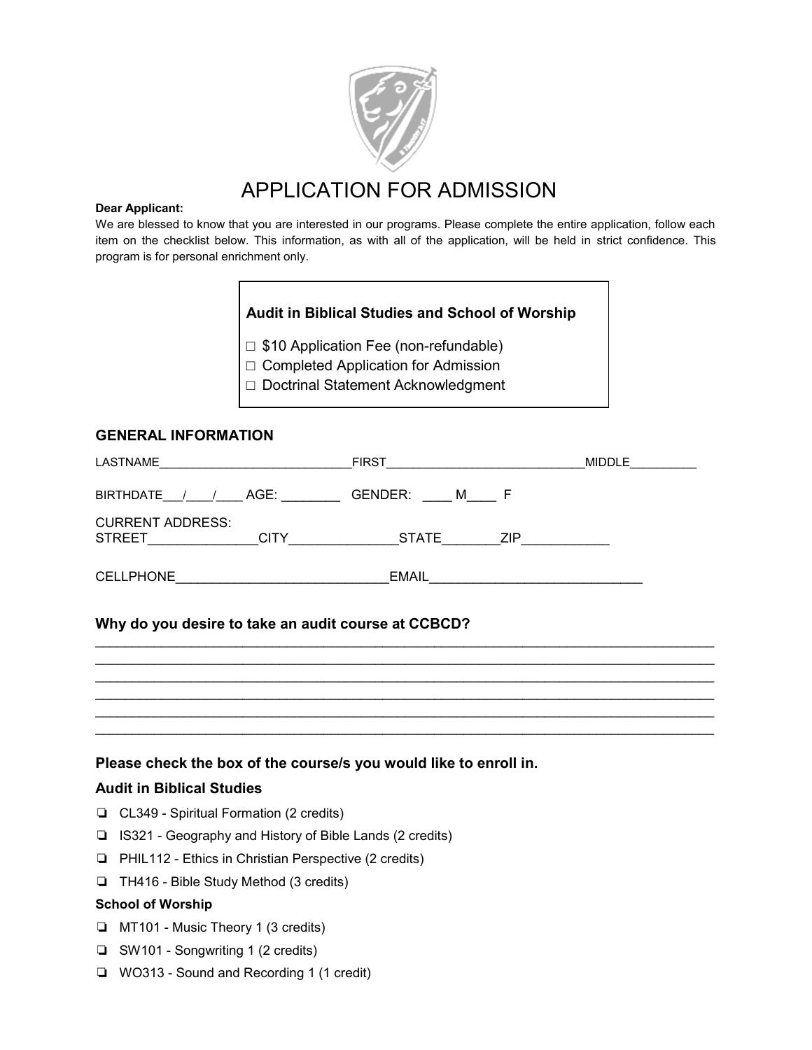# APPLICATION FOR ADMISSION

**Dear Applicant:**

We are blessed to know that you are interested in our programs. Please complete the entire application, follow each item on the checklist below. This information, as with all of the application, will be held in strict confidence. This program is for personal enrichment only.

**Audit in Biblical Studies and School of Worship**

- ☐ $10 Application Fee (non-refundable)
- ☐ Completed Application for Admission
- ☐ Doctrinal Statement Acknowledgment

## GENERAL INFORMATION

LASTNAME___________________________FIRST____________________________MIDDLE_________

BIRTHDATE___/____/____ AGE: ________ GENDER: ____ M____ F

CURRENT ADDRESS:
STREET______________CITY______________STATE________ZIP___________

CELLPHONE____________________________EMAIL____________________________

### Why do you desire to take an audit course at CCBCD?

______________________________________________________________________________
______________________________________________________________________________
______________________________________________________________________________
______________________________________________________________________________
______________________________________________________________________________
______________________________________________________________________________

### Please check the box of the course/s you would like to enroll in.

### Audit in Biblical Studies

- ❏ CL349 - Spiritual Formation (2 credits)
- ❏ IS321 - Geography and History of Bible Lands (2 credits)
- ❏ PHIL112 - Ethics in Christian Perspective (2 credits)
- ❏ TH416 - Bible Study Method (3 credits)

**School of Worship**

- ❏ MT101 - Music Theory 1 (3 credits)
- ❏ SW101 - Songwriting 1 (2 credits)
- ❏ WO313 - Sound and Recording 1 (1 credit)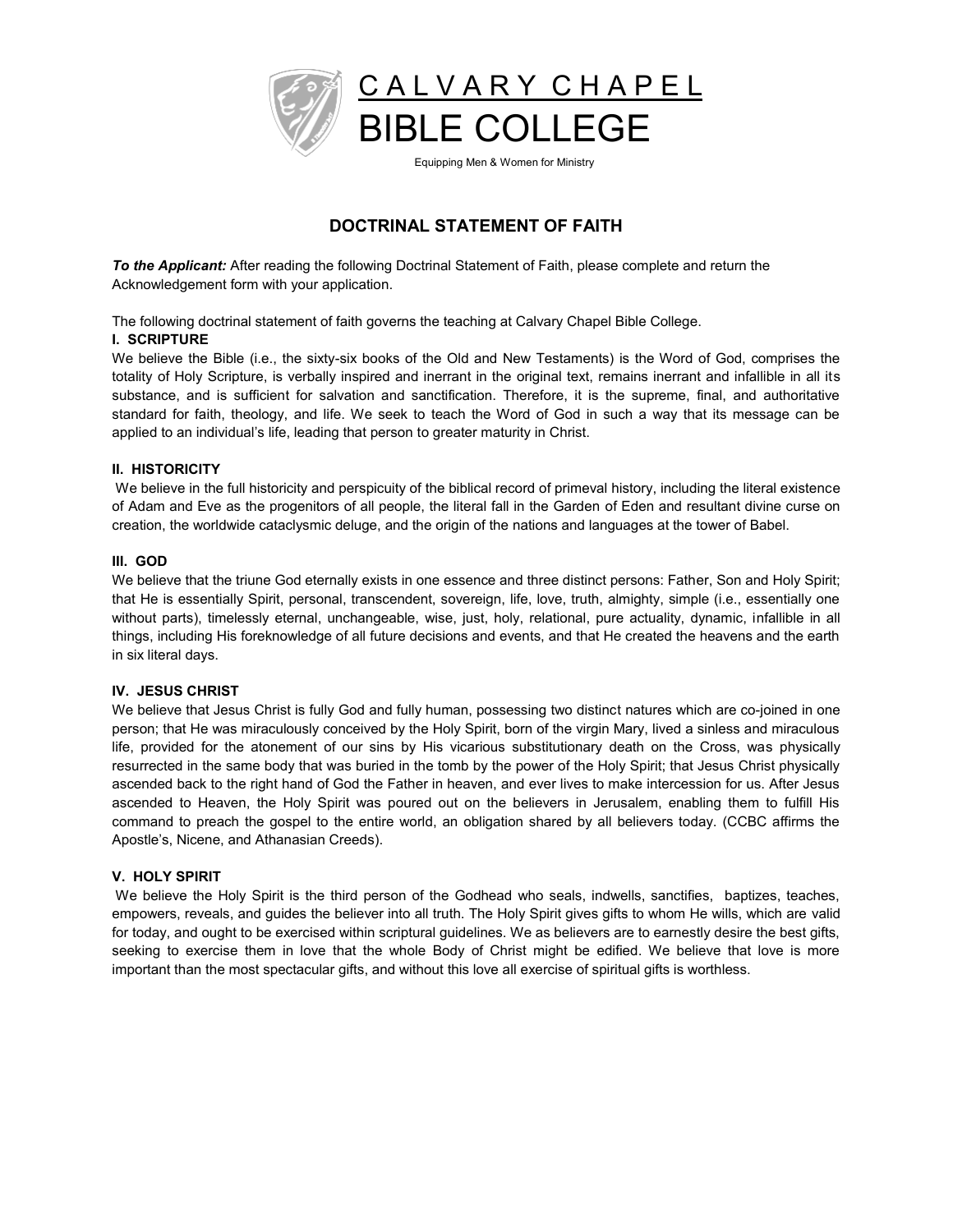# CALVARY CHAPEL BIBLE COLLEGE

Equipping Men & Women for Ministry

## DOCTRINAL STATEMENT OF FAITH

***To the Applicant:*** After reading the following Doctrinal Statement of Faith, please complete and return the Acknowledgement form with your application.

The following doctrinal statement of faith governs the teaching at Calvary Chapel Bible College.

### I. SCRIPTURE

We believe the Bible (i.e., the sixty-six books of the Old and New Testaments) is the Word of God, comprises the totality of Holy Scripture, is verbally inspired and inerrant in the original text, remains inerrant and infallible in all its substance, and is sufficient for salvation and sanctification. Therefore, it is the supreme, final, and authoritative standard for faith, theology, and life. We seek to teach the Word of God in such a way that its message can be applied to an individual's life, leading that person to greater maturity in Christ.

### II. HISTORICITY

We believe in the full historicity and perspicuity of the biblical record of primeval history, including the literal existence of Adam and Eve as the progenitors of all people, the literal fall in the Garden of Eden and resultant divine curse on creation, the worldwide cataclysmic deluge, and the origin of the nations and languages at the tower of Babel.

### III. GOD

We believe that the triune God eternally exists in one essence and three distinct persons: Father, Son and Holy Spirit; that He is essentially Spirit, personal, transcendent, sovereign, life, love, truth, almighty, simple (i.e., essentially one without parts), timelessly eternal, unchangeable, wise, just, holy, relational, pure actuality, dynamic, infallible in all things, including His foreknowledge of all future decisions and events, and that He created the heavens and the earth in six literal days.

### IV. JESUS CHRIST

We believe that Jesus Christ is fully God and fully human, possessing two distinct natures which are co-joined in one person; that He was miraculously conceived by the Holy Spirit, born of the virgin Mary, lived a sinless and miraculous life, provided for the atonement of our sins by His vicarious substitutionary death on the Cross, was physically resurrected in the same body that was buried in the tomb by the power of the Holy Spirit; that Jesus Christ physically ascended back to the right hand of God the Father in heaven, and ever lives to make intercession for us. After Jesus ascended to Heaven, the Holy Spirit was poured out on the believers in Jerusalem, enabling them to fulfill His command to preach the gospel to the entire world, an obligation shared by all believers today. (CCBC affirms the Apostle's, Nicene, and Athanasian Creeds).

### V. HOLY SPIRIT

We believe the Holy Spirit is the third person of the Godhead who seals, indwells, sanctifies, baptizes, teaches, empowers, reveals, and guides the believer into all truth. The Holy Spirit gives gifts to whom He wills, which are valid for today, and ought to be exercised within scriptural guidelines. We as believers are to earnestly desire the best gifts, seeking to exercise them in love that the whole Body of Christ might be edified. We believe that love is more important than the most spectacular gifts, and without this love all exercise of spiritual gifts is worthless.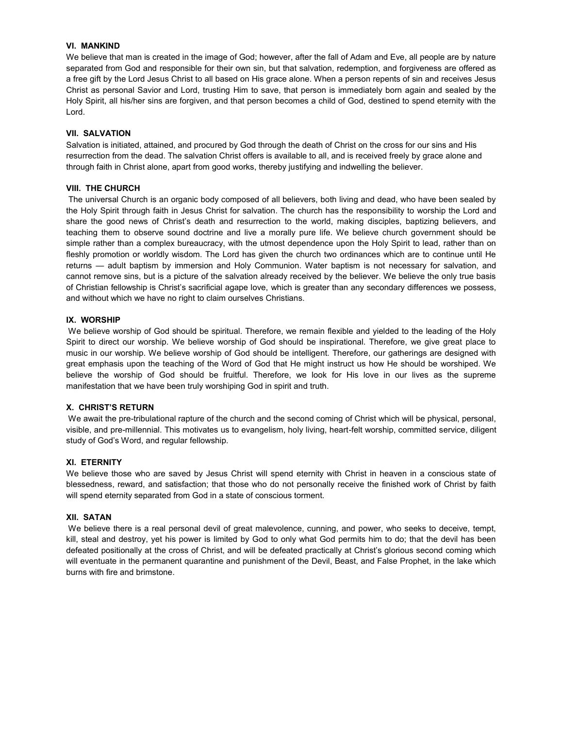### VI. MANKIND

We believe that man is created in the image of God; however, after the fall of Adam and Eve, all people are by nature separated from God and responsible for their own sin, but that salvation, redemption, and forgiveness are offered as a free gift by the Lord Jesus Christ to all based on His grace alone. When a person repents of sin and receives Jesus Christ as personal Savior and Lord, trusting Him to save, that person is immediately born again and sealed by the Holy Spirit, all his/her sins are forgiven, and that person becomes a child of God, destined to spend eternity with the Lord.

### VII. SALVATION

Salvation is initiated, attained, and procured by God through the death of Christ on the cross for our sins and His resurrection from the dead. The salvation Christ offers is available to all, and is received freely by grace alone and through faith in Christ alone, apart from good works, thereby justifying and indwelling the believer.

### VIII. THE CHURCH

The universal Church is an organic body composed of all believers, both living and dead, who have been sealed by the Holy Spirit through faith in Jesus Christ for salvation. The church has the responsibility to worship the Lord and share the good news of Christ's death and resurrection to the world, making disciples, baptizing believers, and teaching them to observe sound doctrine and live a morally pure life. We believe church government should be simple rather than a complex bureaucracy, with the utmost dependence upon the Holy Spirit to lead, rather than on fleshly promotion or worldly wisdom. The Lord has given the church two ordinances which are to continue until He returns — adult baptism by immersion and Holy Communion. Water baptism is not necessary for salvation, and cannot remove sins, but is a picture of the salvation already received by the believer. We believe the only true basis of Christian fellowship is Christ's sacrificial agape love, which is greater than any secondary differences we possess, and without which we have no right to claim ourselves Christians.

### IX. WORSHIP

We believe worship of God should be spiritual. Therefore, we remain flexible and yielded to the leading of the Holy Spirit to direct our worship. We believe worship of God should be inspirational. Therefore, we give great place to music in our worship. We believe worship of God should be intelligent. Therefore, our gatherings are designed with great emphasis upon the teaching of the Word of God that He might instruct us how He should be worshiped. We believe the worship of God should be fruitful. Therefore, we look for His love in our lives as the supreme manifestation that we have been truly worshiping God in spirit and truth.

### X. CHRIST'S RETURN

We await the pre-tribulational rapture of the church and the second coming of Christ which will be physical, personal, visible, and pre-millennial. This motivates us to evangelism, holy living, heart-felt worship, committed service, diligent study of God's Word, and regular fellowship.

### XI. ETERNITY

We believe those who are saved by Jesus Christ will spend eternity with Christ in heaven in a conscious state of blessedness, reward, and satisfaction; that those who do not personally receive the finished work of Christ by faith will spend eternity separated from God in a state of conscious torment.

### XII. SATAN

We believe there is a real personal devil of great malevolence, cunning, and power, who seeks to deceive, tempt, kill, steal and destroy, yet his power is limited by God to only what God permits him to do; that the devil has been defeated positionally at the cross of Christ, and will be defeated practically at Christ's glorious second coming which will eventuate in the permanent quarantine and punishment of the Devil, Beast, and False Prophet, in the lake which burns with fire and brimstone.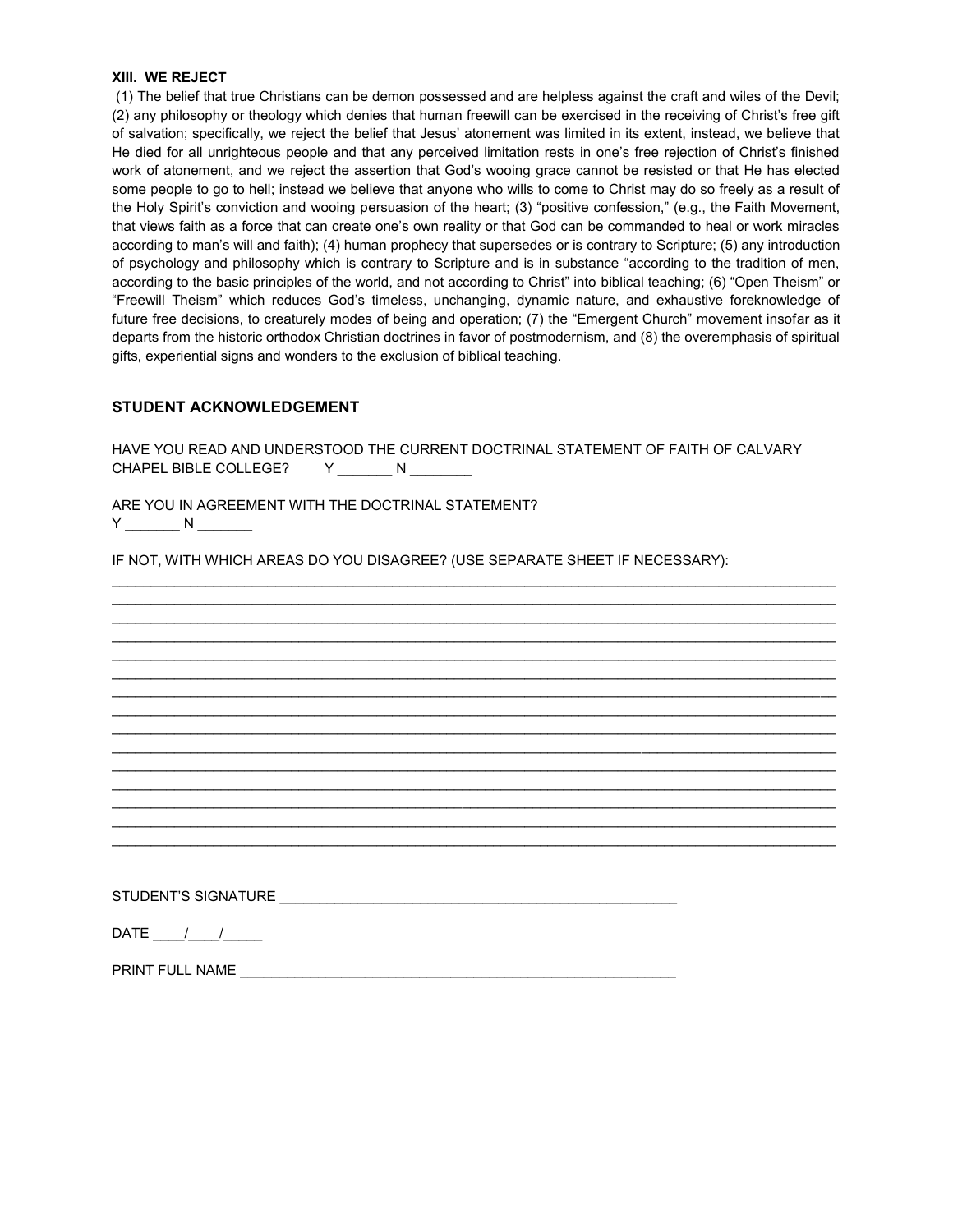**XIII. WE REJECT**

(1) The belief that true Christians can be demon possessed and are helpless against the craft and wiles of the Devil; (2) any philosophy or theology which denies that human freewill can be exercised in the receiving of Christ's free gift of salvation; specifically, we reject the belief that Jesus' atonement was limited in its extent, instead, we believe that He died for all unrighteous people and that any perceived limitation rests in one's free rejection of Christ's finished work of atonement, and we reject the assertion that God's wooing grace cannot be resisted or that He has elected some people to go to hell; instead we believe that anyone who wills to come to Christ may do so freely as a result of the Holy Spirit's conviction and wooing persuasion of the heart; (3) "positive confession," (e.g., the Faith Movement, that views faith as a force that can create one's own reality or that God can be commanded to heal or work miracles according to man's will and faith); (4) human prophecy that supersedes or is contrary to Scripture; (5) any introduction of psychology and philosophy which is contrary to Scripture and is in substance "according to the tradition of men, according to the basic principles of the world, and not according to Christ" into biblical teaching; (6) "Open Theism" or "Freewill Theism" which reduces God's timeless, unchanging, dynamic nature, and exhaustive foreknowledge of future free decisions, to creaturely modes of being and operation; (7) the "Emergent Church" movement insofar as it departs from the historic orthodox Christian doctrines in favor of postmodernism, and (8) the overemphasis of spiritual gifts, experiential signs and wonders to the exclusion of biblical teaching.

## STUDENT ACKNOWLEDGEMENT

HAVE YOU READ AND UNDERSTOOD THE CURRENT DOCTRINAL STATEMENT OF FAITH OF CALVARY CHAPEL BIBLE COLLEGE? Y _______ N ________

ARE YOU IN AGREEMENT WITH THE DOCTRINAL STATEMENT?
Y _______ N _______

IF NOT, WITH WHICH AREAS DO YOU DISAGREE? (USE SEPARATE SHEET IF NECESSARY):

______________________________________________________________________________________________
______________________________________________________________________________________________
______________________________________________________________________________________________
______________________________________________________________________________________________
______________________________________________________________________________________________
______________________________________________________________________________________________
______________________________________________________________________________________________
______________________________________________________________________________________________
______________________________________________________________________________________________
______________________________________________________________________________________________
______________________________________________________________________________________________
______________________________________________________________________________________________
______________________________________________________________________________________________
______________________________________________________________________________________________
______________________________________________________________________________________________

STUDENT'S SIGNATURE ____________________________________________________

DATE ____/____/_____

PRINT FULL NAME ________________________________________________________